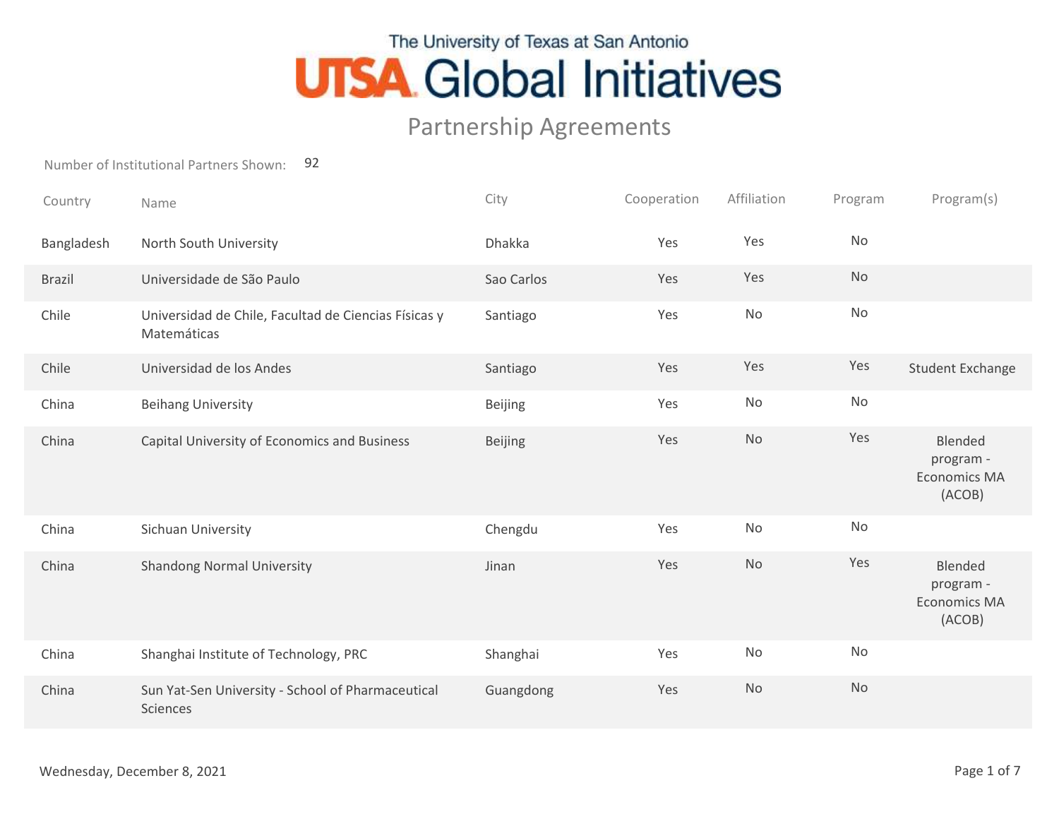# The University of Texas at San Antonio UTSA Global Initiatives

## Partnership Agreements

Number of Institutional Partners Shown: 92

| Country | Name | City | Cooperation | Affiliation | Program | Program(s) |
|---|---|---|---|---|---|---|
| Bangladesh | North South University | Dhakka | Yes | Yes | No | |
| Brazil | Universidade de São Paulo | Sao Carlos | Yes | Yes | No | |
| Chile | Universidad de Chile, Facultad de Ciencias Físicas y Matemáticas | Santiago | Yes | No | No | |
| Chile | Universidad de los Andes | Santiago | Yes | Yes | Yes | Student Exchange |
| China | Beihang University | Beijing | Yes | No | No | |
| China | Capital University of Economics and Business | Beijing | Yes | No | Yes | Blended program - Economics MA (ACOB) |
| China | Sichuan University | Chengdu | Yes | No | No | |
| China | Shandong Normal University | Jinan | Yes | No | Yes | Blended program - Economics MA (ACOB) |
| China | Shanghai Institute of Technology, PRC | Shanghai | Yes | No | No | |
| China | Sun Yat-Sen University - School of Pharmaceutical Sciences | Guangdong | Yes | No | No | |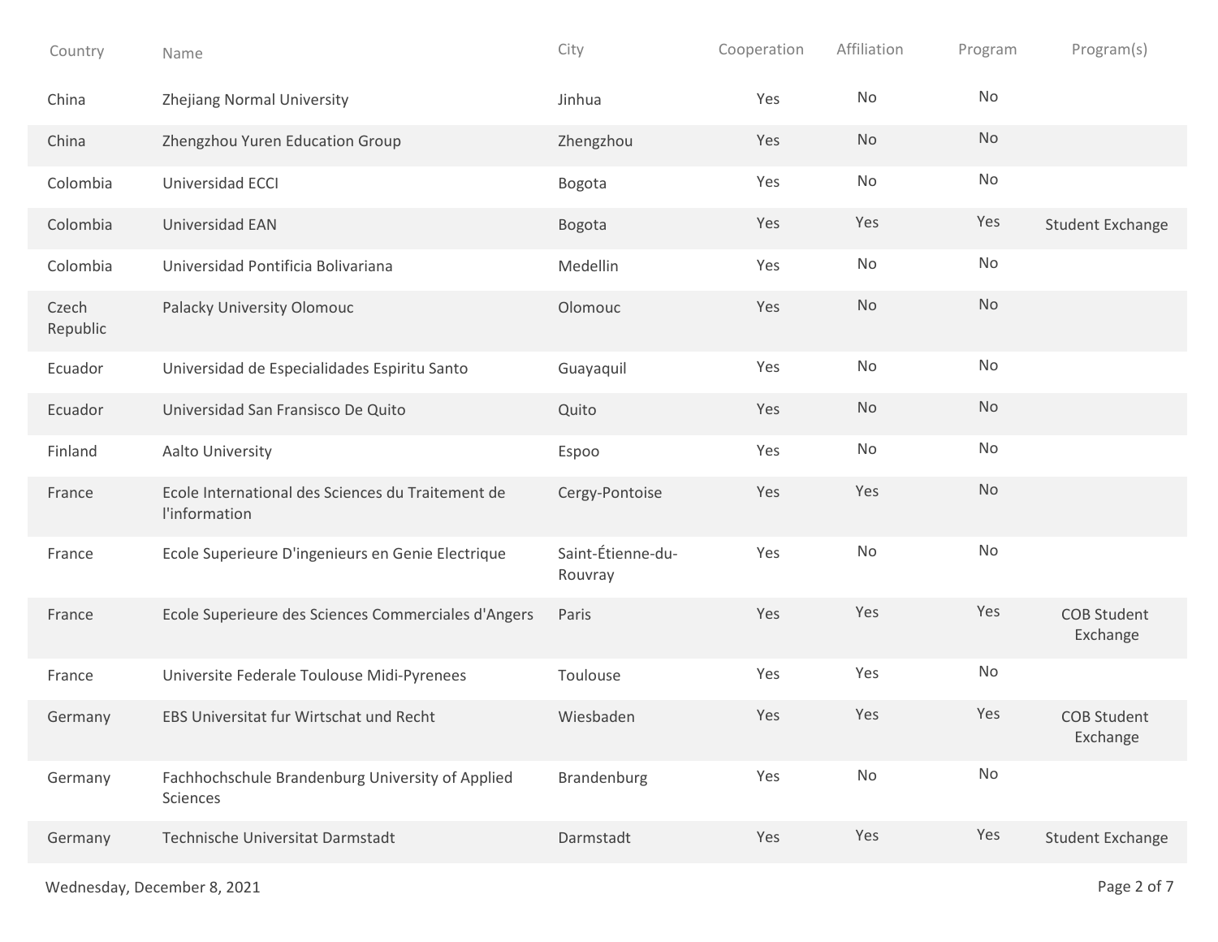| Country | Name | City | Cooperation | Affiliation | Program | Program(s) |
|---|---|---|---|---|---|---|
| China | Zhejiang Normal University | Jinhua | Yes | No | No | |
| China | Zhengzhou Yuren Education Group | Zhengzhou | Yes | No | No | |
| Colombia | Universidad ECCI | Bogota | Yes | No | No | |
| Colombia | Universidad EAN | Bogota | Yes | Yes | Yes | Student Exchange |
| Colombia | Universidad Pontificia Bolivariana | Medellin | Yes | No | No | |
| Czech Republic | Palacky University Olomouc | Olomouc | Yes | No | No | |
| Ecuador | Universidad de Especialidades Espiritu Santo | Guayaquil | Yes | No | No | |
| Ecuador | Universidad San Fransisco De Quito | Quito | Yes | No | No | |
| Finland | Aalto University | Espoo | Yes | No | No | |
| France | Ecole International des Sciences du Traitement de l'information | Cergy-Pontoise | Yes | Yes | No | |
| France | Ecole Superieure D'ingenieurs en Genie Electrique | Saint-Étienne-du-Rouvray | Yes | No | No | |
| France | Ecole Superieure des Sciences Commerciales d'Angers | Paris | Yes | Yes | Yes | COB Student Exchange |
| France | Universite Federale Toulouse Midi-Pyrenees | Toulouse | Yes | Yes | No | |
| Germany | EBS Universitat fur Wirtschat und Recht | Wiesbaden | Yes | Yes | Yes | COB Student Exchange |
| Germany | Fachhochschule Brandenburg University of Applied Sciences | Brandenburg | Yes | No | No | |
| Germany | Technische Universitat Darmstadt | Darmstadt | Yes | Yes | Yes | Student Exchange |

Wednesday, December 8, 2021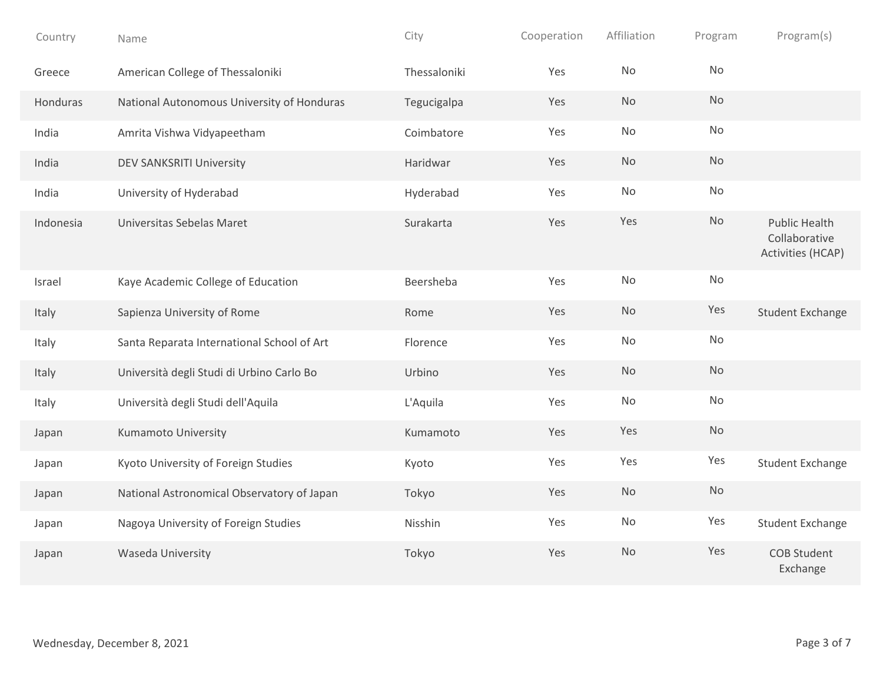| Country | Name | City | Cooperation | Affiliation | Program | Program(s) |
|---|---|---|---|---|---|---|
| Greece | American College of Thessaloniki | Thessaloniki | Yes | No | No | |
| Honduras | National Autonomous University of Honduras | Tegucigalpa | Yes | No | No | |
| India | Amrita Vishwa Vidyapeetham | Coimbatore | Yes | No | No | |
| India | DEV SANKSRITI University | Haridwar | Yes | No | No | |
| India | University of Hyderabad | Hyderabad | Yes | No | No | |
| Indonesia | Universitas Sebelas Maret | Surakarta | Yes | Yes | No | Public Health Collaborative Activities (HCAP) |
| Israel | Kaye Academic College of Education | Beersheba | Yes | No | No | |
| Italy | Sapienza University of Rome | Rome | Yes | No | Yes | Student Exchange |
| Italy | Santa Reparata International School of Art | Florence | Yes | No | No | |
| Italy | Università degli Studi di Urbino Carlo Bo | Urbino | Yes | No | No | |
| Italy | Università degli Studi dell'Aquila | L'Aquila | Yes | No | No | |
| Japan | Kumamoto University | Kumamoto | Yes | Yes | No | |
| Japan | Kyoto University of Foreign Studies | Kyoto | Yes | Yes | Yes | Student Exchange |
| Japan | National Astronomical Observatory of Japan | Tokyo | Yes | No | No | |
| Japan | Nagoya University of Foreign Studies | Nisshin | Yes | No | Yes | Student Exchange |
| Japan | Waseda University | Tokyo | Yes | No | Yes | COB Student Exchange |

Wednesday, December 8, 2021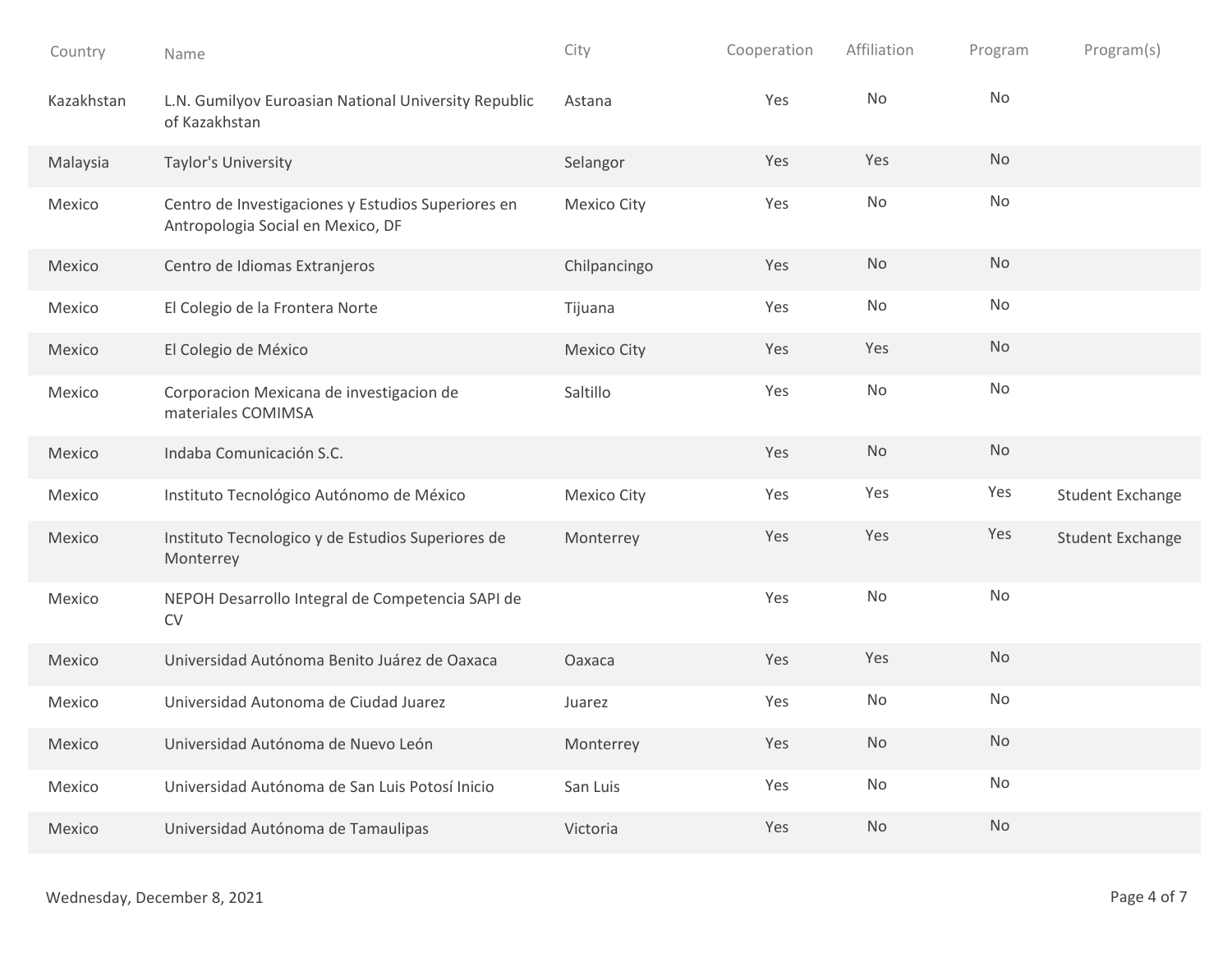| Country | Name | City | Cooperation | Affiliation | Program | Program(s) |
| --- | --- | --- | --- | --- | --- | --- |
| Kazakhstan | L.N. Gumilyov Euroasian National University Republic of Kazakhstan | Astana | Yes | No | No | |
| Malaysia | Taylor's University | Selangor | Yes | Yes | No | |
| Mexico | Centro de Investigaciones y Estudios Superiores en Antropologia Social en Mexico, DF | Mexico City | Yes | No | No | |
| Mexico | Centro de Idiomas Extranjeros | Chilpancingo | Yes | No | No | |
| Mexico | El Colegio de la Frontera Norte | Tijuana | Yes | No | No | |
| Mexico | El Colegio de México | Mexico City | Yes | Yes | No | |
| Mexico | Corporacion Mexicana de investigacion de materiales COMIMSA | Saltillo | Yes | No | No | |
| Mexico | Indaba Comunicación S.C. | | Yes | No | No | |
| Mexico | Instituto Tecnológico Autónomo de México | Mexico City | Yes | Yes | Yes | Student Exchange |
| Mexico | Instituto Tecnologico y de Estudios Superiores de Monterrey | Monterrey | Yes | Yes | Yes | Student Exchange |
| Mexico | NEPOH Desarrollo Integral de Competencia SAPI de CV | | Yes | No | No | |
| Mexico | Universidad Autónoma Benito Juárez de Oaxaca | Oaxaca | Yes | Yes | No | |
| Mexico | Universidad Autonoma de Ciudad Juarez | Juarez | Yes | No | No | |
| Mexico | Universidad Autónoma de Nuevo León | Monterrey | Yes | No | No | |
| Mexico | Universidad Autónoma de San Luis Potosí Inicio | San Luis | Yes | No | No | |
| Mexico | Universidad Autónoma de Tamaulipas | Victoria | Yes | No | No | |

Wednesday, December 8, 2021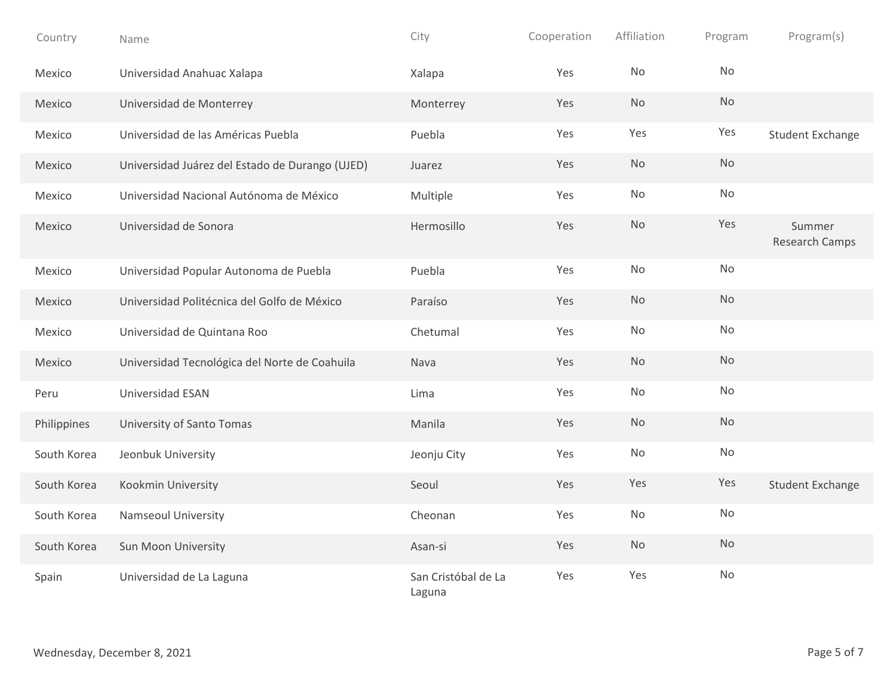| Country | Name | City | Cooperation | Affiliation | Program | Program(s) |
|---|---|---|---|---|---|---|
| Mexico | Universidad Anahuac Xalapa | Xalapa | Yes | No | No | |
| Mexico | Universidad de Monterrey | Monterrey | Yes | No | No | |
| Mexico | Universidad de las Américas Puebla | Puebla | Yes | Yes | Yes | Student Exchange |
| Mexico | Universidad Juárez del Estado de Durango (UJED) | Juarez | Yes | No | No | |
| Mexico | Universidad Nacional Autónoma de México | Multiple | Yes | No | No | |
| Mexico | Universidad de Sonora | Hermosillo | Yes | No | Yes | Summer Research Camps |
| Mexico | Universidad Popular Autonoma de Puebla | Puebla | Yes | No | No | |
| Mexico | Universidad Politécnica del Golfo de México | Paraíso | Yes | No | No | |
| Mexico | Universidad de Quintana Roo | Chetumal | Yes | No | No | |
| Mexico | Universidad Tecnológica del Norte de Coahuila | Nava | Yes | No | No | |
| Peru | Universidad ESAN | Lima | Yes | No | No | |
| Philippines | University of Santo Tomas | Manila | Yes | No | No | |
| South Korea | Jeonbuk University | Jeonju City | Yes | No | No | |
| South Korea | Kookmin University | Seoul | Yes | Yes | Yes | Student Exchange |
| South Korea | Namseoul University | Cheonan | Yes | No | No | |
| South Korea | Sun Moon University | Asan-si | Yes | No | No | |
| Spain | Universidad de La Laguna | San Cristóbal de La Laguna | Yes | Yes | No | |

Wednesday, December 8, 2021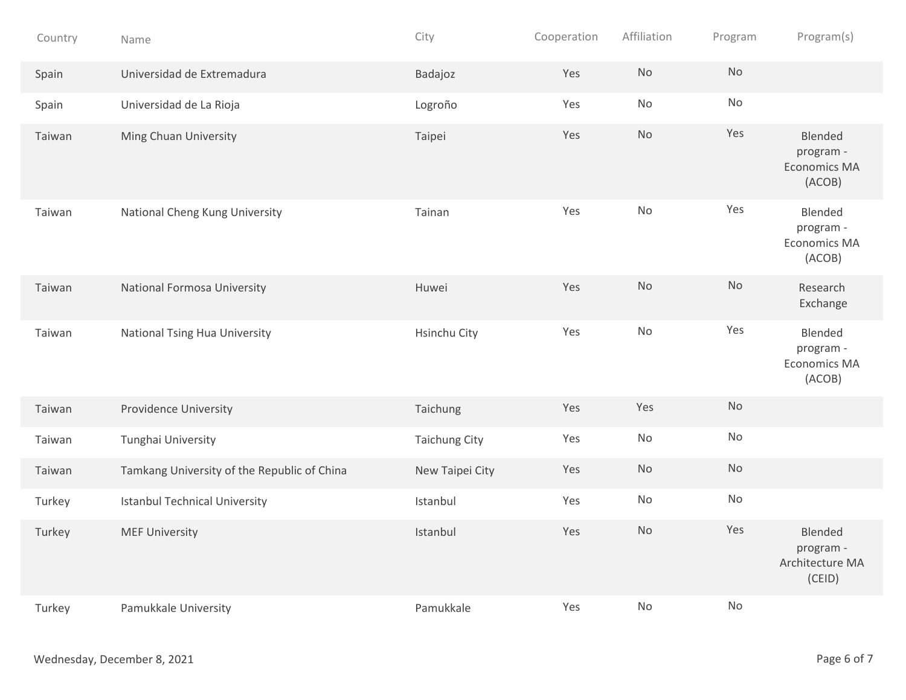| Country | Name | City | Cooperation | Affiliation | Program | Program(s) |
|---|---|---|---|---|---|---|
| Spain | Universidad de Extremadura | Badajoz | Yes | No | No | |
| Spain | Universidad de La Rioja | Logroño | Yes | No | No | |
| Taiwan | Ming Chuan University | Taipei | Yes | No | Yes | Blended program - Economics MA (ACOB) |
| Taiwan | National Cheng Kung University | Tainan | Yes | No | Yes | Blended program - Economics MA (ACOB) |
| Taiwan | National Formosa University | Huwei | Yes | No | No | Research Exchange |
| Taiwan | National Tsing Hua University | Hsinchu City | Yes | No | Yes | Blended program - Economics MA (ACOB) |
| Taiwan | Providence University | Taichung | Yes | Yes | No | |
| Taiwan | Tunghai University | Taichung City | Yes | No | No | |
| Taiwan | Tamkang University of the Republic of China | New Taipei City | Yes | No | No | |
| Turkey | Istanbul Technical University | Istanbul | Yes | No | No | |
| Turkey | MEF University | Istanbul | Yes | No | Yes | Blended program - Architecture MA (CEID) |
| Turkey | Pamukkale University | Pamukkale | Yes | No | No | |

Wednesday, December 8, 2021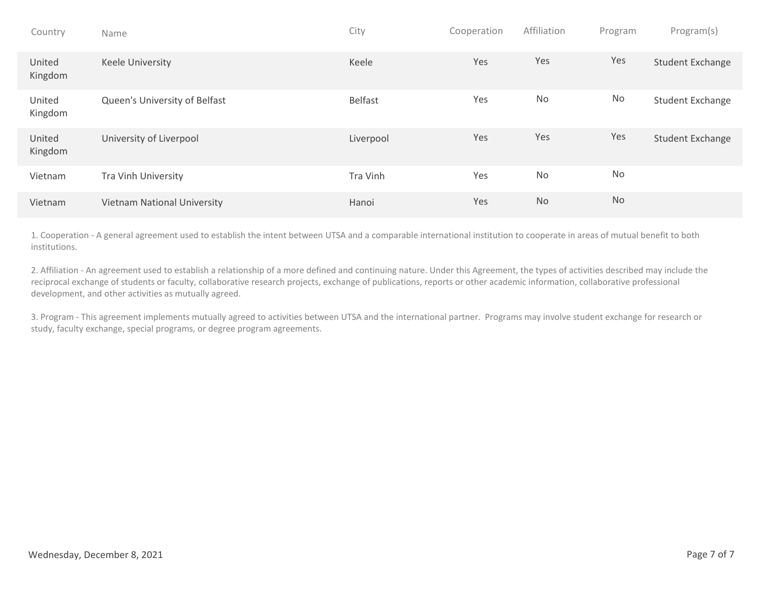| Country | Name | City | Cooperation | Affiliation | Program | Program(s) |
|---|---|---|---|---|---|---|
| United Kingdom | Keele University | Keele | Yes | Yes | Yes | Student Exchange |
| United Kingdom | Queen's University of Belfast | Belfast | Yes | No | No | Student Exchange |
| United Kingdom | University of Liverpool | Liverpool | Yes | Yes | Yes | Student Exchange |
| Vietnam | Tra Vinh University | Tra Vinh | Yes | No | No | |
| Vietnam | Vietnam National University | Hanoi | Yes | No | No | |

1. Cooperation - A general agreement used to establish the intent between UTSA and a comparable international institution to cooperate in areas of mutual benefit to both institutions.

2. Affiliation - An agreement used to establish a relationship of a more defined and continuing nature. Under this Agreement, the types of activities described may include the reciprocal exchange of students or faculty, collaborative research projects, exchange of publications, reports or other academic information, collaborative professional development, and other activities as mutually agreed.

3. Program - This agreement implements mutually agreed to activities between UTSA and the international partner. Programs may involve student exchange for research or study, faculty exchange, special programs, or degree program agreements.

Wednesday, December 8, 2021